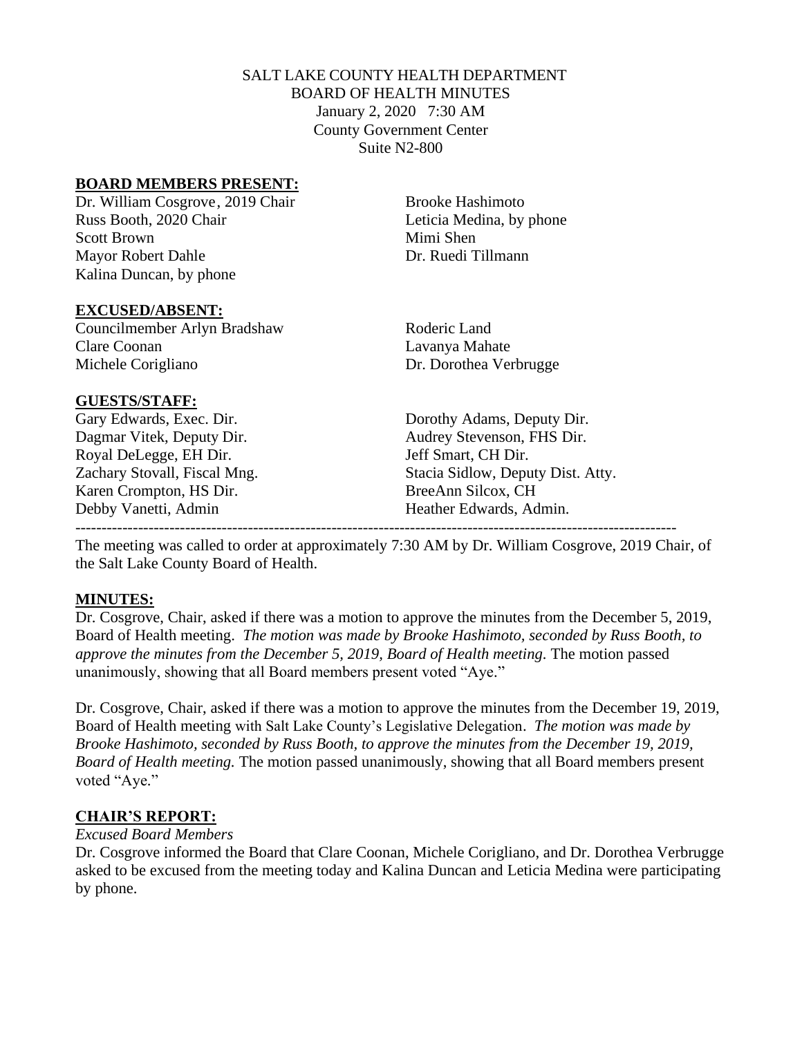SALT LAKE COUNTY HEALTH DEPARTMENT
BOARD OF HEALTH MINUTES
January 2, 2020 7:30 AM
County Government Center
Suite N2-800

## BOARD MEMBERS PRESENT:

Dr. William Cosgrove, 2019 Chair
Russ Booth, 2020 Chair
Scott Brown
Mayor Robert Dahle
Kalina Duncan, by phone
Brooke Hashimoto
Leticia Medina, by phone
Mimi Shen
Dr. Ruedi Tillmann

## EXCUSED/ABSENT:

Councilmember Arlyn Bradshaw
Clare Coonan
Michele Corigliano
Roderic Land
Lavanya Mahate
Dr. Dorothea Verbrugge

## GUESTS/STAFF:

Gary Edwards, Exec. Dir.
Dagmar Vitek, Deputy Dir.
Royal DeLegge, EH Dir.
Zachary Stovall, Fiscal Mng.
Karen Crompton, HS Dir.
Debby Vanetti, Admin
Dorothy Adams, Deputy Dir.
Audrey Stevenson, FHS Dir.
Jeff Smart, CH Dir.
Stacia Sidlow, Deputy Dist. Atty.
BreeAnn Silcox, CH
Heather Edwards, Admin.

---

The meeting was called to order at approximately 7:30 AM by Dr. William Cosgrove, 2019 Chair, of the Salt Lake County Board of Health.

## MINUTES:

Dr. Cosgrove, Chair, asked if there was a motion to approve the minutes from the December 5, 2019, Board of Health meeting. *The motion was made by Brooke Hashimoto, seconded by Russ Booth, to approve the minutes from the December 5, 2019, Board of Health meeting.* The motion passed unanimously, showing that all Board members present voted "Aye."

Dr. Cosgrove, Chair, asked if there was a motion to approve the minutes from the December 19, 2019, Board of Health meeting with Salt Lake County's Legislative Delegation. *The motion was made by Brooke Hashimoto, seconded by Russ Booth, to approve the minutes from the December 19, 2019, Board of Health meeting.* The motion passed unanimously, showing that all Board members present voted "Aye."

## CHAIR'S REPORT:

*Excused Board Members*

Dr. Cosgrove informed the Board that Clare Coonan, Michele Corigliano, and Dr. Dorothea Verbrugge asked to be excused from the meeting today and Kalina Duncan and Leticia Medina were participating by phone.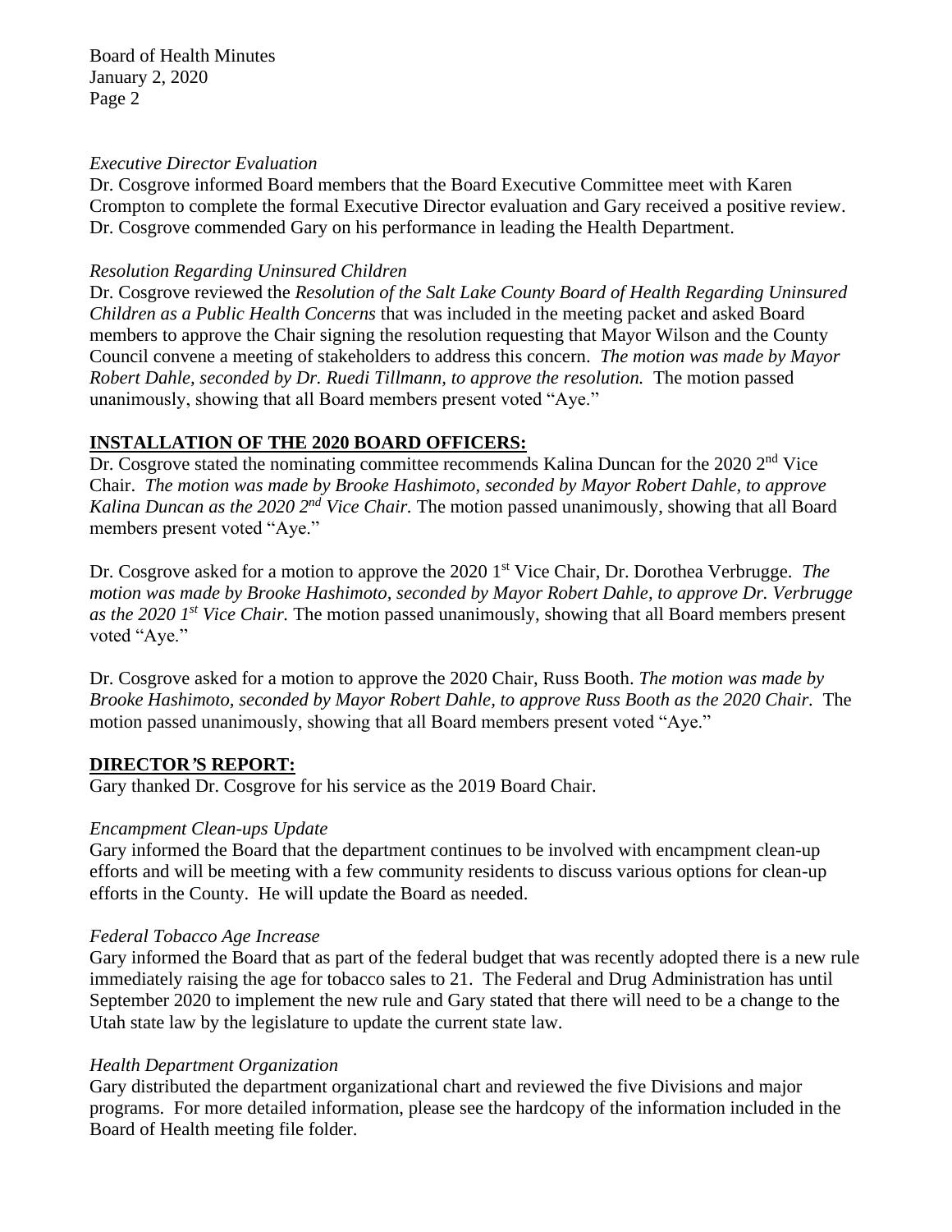*Executive Director Evaluation*

Dr. Cosgrove informed Board members that the Board Executive Committee meet with Karen Crompton to complete the formal Executive Director evaluation and Gary received a positive review. Dr. Cosgrove commended Gary on his performance in leading the Health Department.

*Resolution Regarding Uninsured Children*

Dr. Cosgrove reviewed the *Resolution of the Salt Lake County Board of Health Regarding Uninsured Children as a Public Health Concerns* that was included in the meeting packet and asked Board members to approve the Chair signing the resolution requesting that Mayor Wilson and the County Council convene a meeting of stakeholders to address this concern. *The motion was made by Mayor Robert Dahle, seconded by Dr. Ruedi Tillmann, to approve the resolution.* The motion passed unanimously, showing that all Board members present voted "Aye."

**INSTALLATION OF THE 2020 BOARD OFFICERS:**

Dr. Cosgrove stated the nominating committee recommends Kalina Duncan for the 2020 2nd Vice Chair. *The motion was made by Brooke Hashimoto, seconded by Mayor Robert Dahle, to approve Kalina Duncan as the 2020 2nd Vice Chair.* The motion passed unanimously, showing that all Board members present voted "Aye."

Dr. Cosgrove asked for a motion to approve the 2020 1st Vice Chair, Dr. Dorothea Verbrugge. *The motion was made by Brooke Hashimoto, seconded by Mayor Robert Dahle, to approve Dr. Verbrugge as the 2020 1st Vice Chair.* The motion passed unanimously, showing that all Board members present voted "Aye."

Dr. Cosgrove asked for a motion to approve the 2020 Chair, Russ Booth. *The motion was made by Brooke Hashimoto, seconded by Mayor Robert Dahle, to approve Russ Booth as the 2020 Chair.* The motion passed unanimously, showing that all Board members present voted "Aye."

**DIRECTOR'S REPORT:**

Gary thanked Dr. Cosgrove for his service as the 2019 Board Chair.

*Encampment Clean-ups Update*

Gary informed the Board that the department continues to be involved with encampment clean-up efforts and will be meeting with a few community residents to discuss various options for clean-up efforts in the County. He will update the Board as needed.

*Federal Tobacco Age Increase*

Gary informed the Board that as part of the federal budget that was recently adopted there is a new rule immediately raising the age for tobacco sales to 21. The Federal and Drug Administration has until September 2020 to implement the new rule and Gary stated that there will need to be a change to the Utah state law by the legislature to update the current state law.

*Health Department Organization*

Gary distributed the department organizational chart and reviewed the five Divisions and major programs. For more detailed information, please see the hardcopy of the information included in the Board of Health meeting file folder.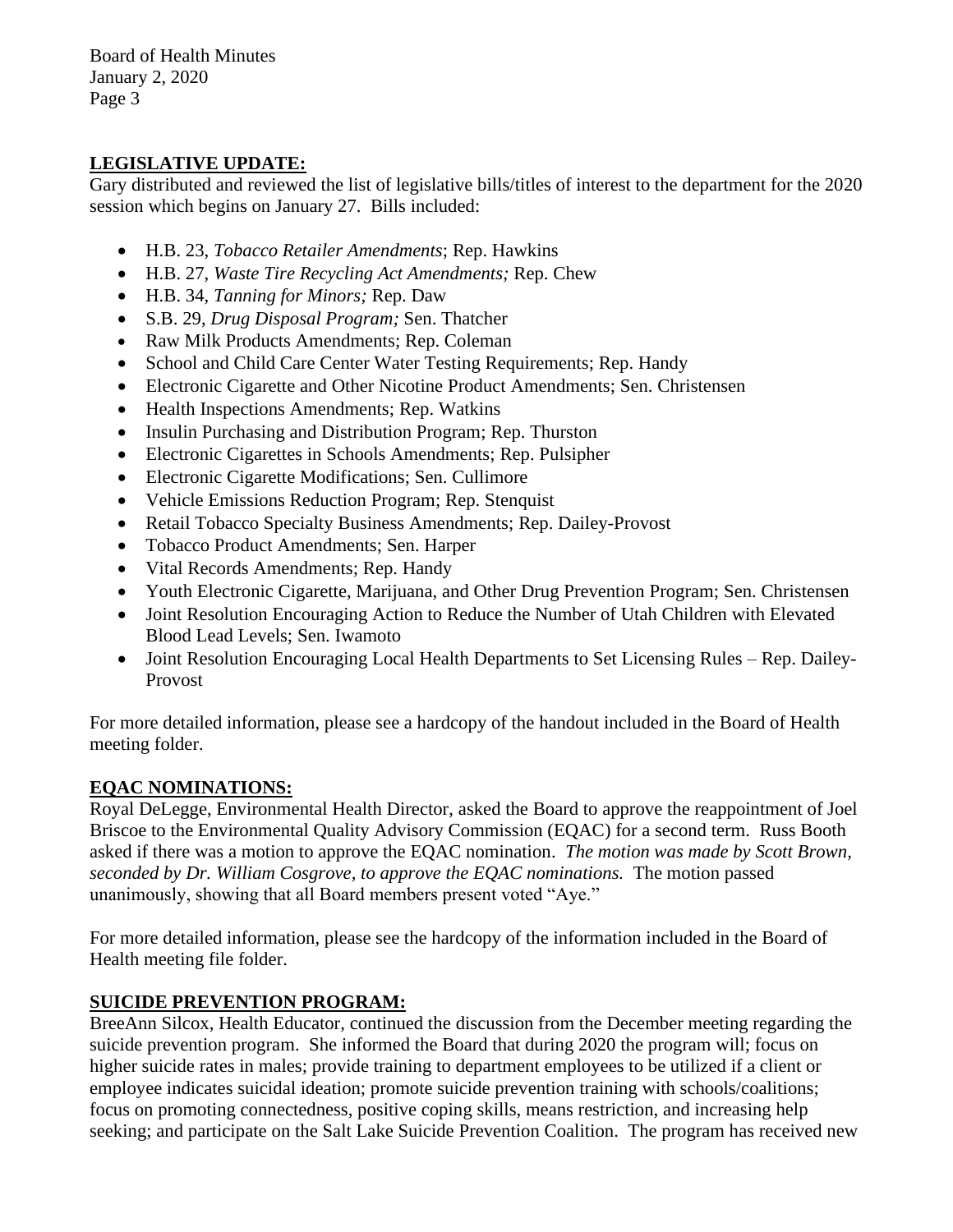**LEGISLATIVE UPDATE:**

Gary distributed and reviewed the list of legislative bills/titles of interest to the department for the 2020 session which begins on January 27. Bills included:

- H.B. 23, *Tobacco Retailer Amendments*; Rep. Hawkins
- H.B. 27, *Waste Tire Recycling Act Amendments;* Rep. Chew
- H.B. 34, *Tanning for Minors;* Rep. Daw
- S.B. 29, *Drug Disposal Program;* Sen. Thatcher
- Raw Milk Products Amendments; Rep. Coleman
- School and Child Care Center Water Testing Requirements; Rep. Handy
- Electronic Cigarette and Other Nicotine Product Amendments; Sen. Christensen
- Health Inspections Amendments; Rep. Watkins
- Insulin Purchasing and Distribution Program; Rep. Thurston
- Electronic Cigarettes in Schools Amendments; Rep. Pulsipher
- Electronic Cigarette Modifications; Sen. Cullimore
- Vehicle Emissions Reduction Program; Rep. Stenquist
- Retail Tobacco Specialty Business Amendments; Rep. Dailey-Provost
- Tobacco Product Amendments; Sen. Harper
- Vital Records Amendments; Rep. Handy
- Youth Electronic Cigarette, Marijuana, and Other Drug Prevention Program; Sen. Christensen
- Joint Resolution Encouraging Action to Reduce the Number of Utah Children with Elevated Blood Lead Levels; Sen. Iwamoto
- Joint Resolution Encouraging Local Health Departments to Set Licensing Rules – Rep. Dailey-Provost

For more detailed information, please see a hardcopy of the handout included in the Board of Health meeting folder.

**EQAC NOMINATIONS:**

Royal DeLegge, Environmental Health Director, asked the Board to approve the reappointment of Joel Briscoe to the Environmental Quality Advisory Commission (EQAC) for a second term. Russ Booth asked if there was a motion to approve the EQAC nomination. *The motion was made by Scott Brown, seconded by Dr. William Cosgrove, to approve the EQAC nominations.* The motion passed unanimously, showing that all Board members present voted "Aye."

For more detailed information, please see the hardcopy of the information included in the Board of Health meeting file folder.

**SUICIDE PREVENTION PROGRAM:**

BreeAnn Silcox, Health Educator, continued the discussion from the December meeting regarding the suicide prevention program. She informed the Board that during 2020 the program will; focus on higher suicide rates in males; provide training to department employees to be utilized if a client or employee indicates suicidal ideation; promote suicide prevention training with schools/coalitions; focus on promoting connectedness, positive coping skills, means restriction, and increasing help seeking; and participate on the Salt Lake Suicide Prevention Coalition. The program has received new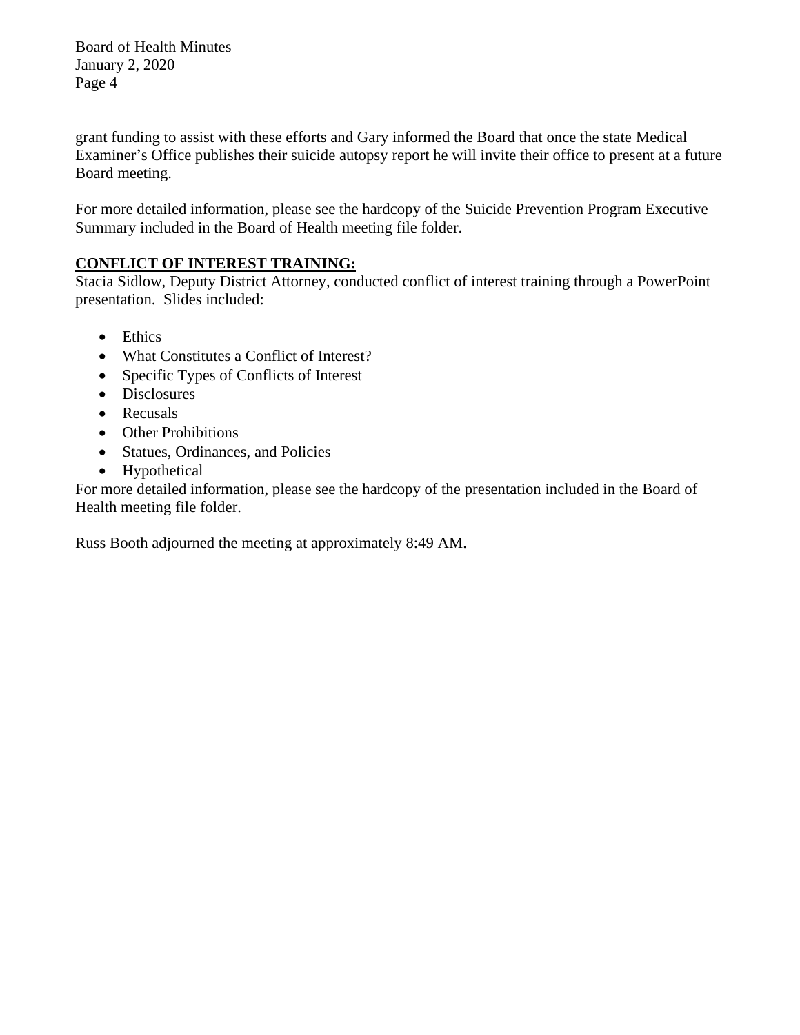grant funding to assist with these efforts and Gary informed the Board that once the state Medical Examiner's Office publishes their suicide autopsy report he will invite their office to present at a future Board meeting.

For more detailed information, please see the hardcopy of the Suicide Prevention Program Executive Summary included in the Board of Health meeting file folder.

**CONFLICT OF INTEREST TRAINING:**

Stacia Sidlow, Deputy District Attorney, conducted conflict of interest training through a PowerPoint presentation. Slides included:

- Ethics
- What Constitutes a Conflict of Interest?
- Specific Types of Conflicts of Interest
- Disclosures
- Recusals
- Other Prohibitions
- Statues, Ordinances, and Policies
- Hypothetical

For more detailed information, please see the hardcopy of the presentation included in the Board of Health meeting file folder.

Russ Booth adjourned the meeting at approximately 8:49 AM.